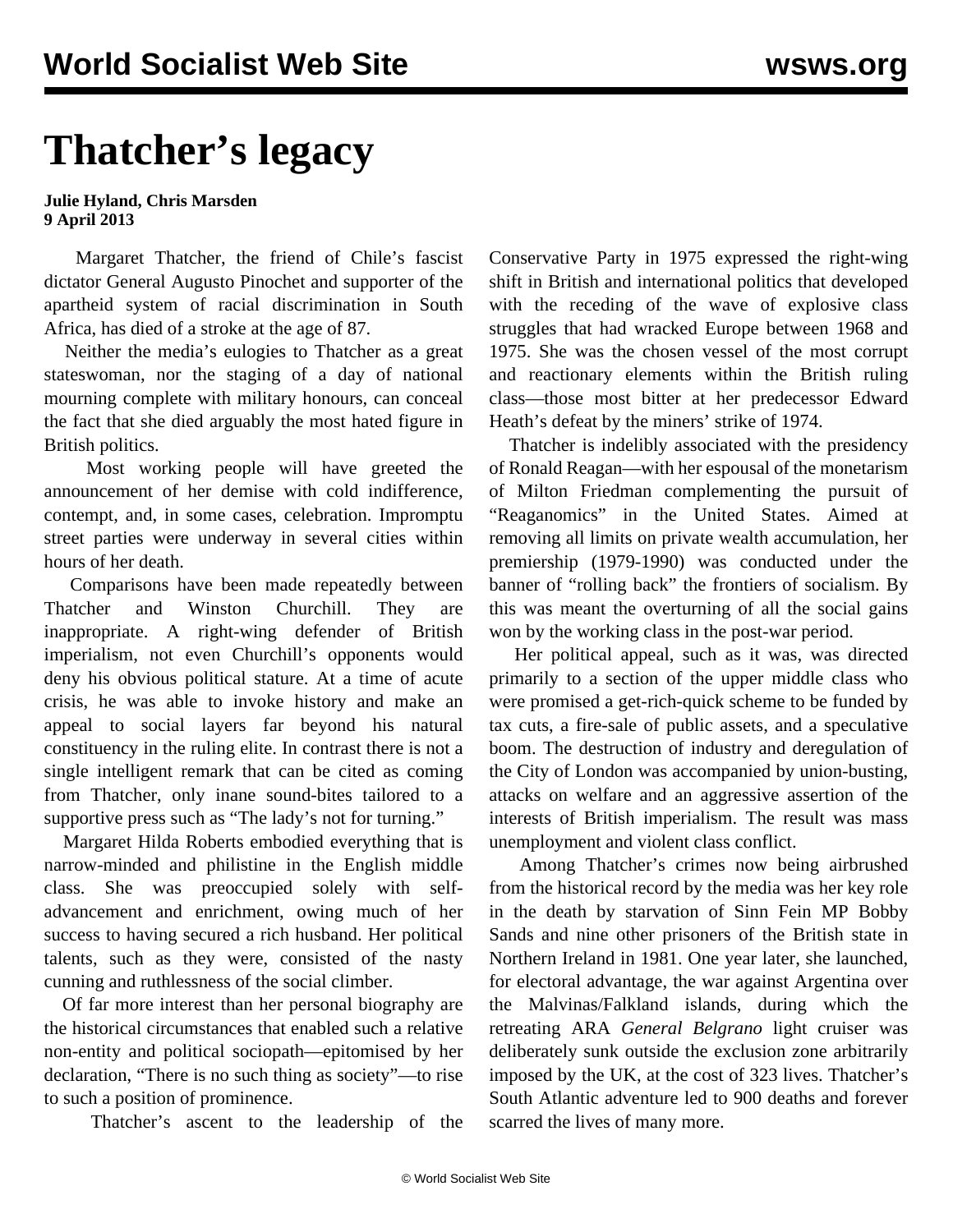# Thatcher's legacy

**Julie Hyland, Chris Marsden**
**9 April 2013**

Margaret Thatcher, the friend of Chile's fascist dictator General Augusto Pinochet and supporter of the apartheid system of racial discrimination in South Africa, has died of a stroke at the age of 87.

Neither the media's eulogies to Thatcher as a great stateswoman, nor the staging of a day of national mourning complete with military honours, can conceal the fact that she died arguably the most hated figure in British politics.

Most working people will have greeted the announcement of her demise with cold indifference, contempt, and, in some cases, celebration. Impromptu street parties were underway in several cities within hours of her death.

Comparisons have been made repeatedly between Thatcher and Winston Churchill. They are inappropriate. A right-wing defender of British imperialism, not even Churchill's opponents would deny his obvious political stature. At a time of acute crisis, he was able to invoke history and make an appeal to social layers far beyond his natural constituency in the ruling elite. In contrast there is not a single intelligent remark that can be cited as coming from Thatcher, only inane sound-bites tailored to a supportive press such as "The lady's not for turning."

Margaret Hilda Roberts embodied everything that is narrow-minded and philistine in the English middle class. She was preoccupied solely with self-advancement and enrichment, owing much of her success to having secured a rich husband. Her political talents, such as they were, consisted of the nasty cunning and ruthlessness of the social climber.

Of far more interest than her personal biography are the historical circumstances that enabled such a relative non-entity and political sociopath—epitomised by her declaration, "There is no such thing as society"—to rise to such a position of prominence.

Thatcher's ascent to the leadership of the Conservative Party in 1975 expressed the right-wing shift in British and international politics that developed with the receding of the wave of explosive class struggles that had wracked Europe between 1968 and 1975. She was the chosen vessel of the most corrupt and reactionary elements within the British ruling class—those most bitter at her predecessor Edward Heath's defeat by the miners' strike of 1974.

Thatcher is indelibly associated with the presidency of Ronald Reagan—with her espousal of the monetarism of Milton Friedman complementing the pursuit of "Reaganomics" in the United States. Aimed at removing all limits on private wealth accumulation, her premiership (1979-1990) was conducted under the banner of "rolling back" the frontiers of socialism. By this was meant the overturning of all the social gains won by the working class in the post-war period.

Her political appeal, such as it was, was directed primarily to a section of the upper middle class who were promised a get-rich-quick scheme to be funded by tax cuts, a fire-sale of public assets, and a speculative boom. The destruction of industry and deregulation of the City of London was accompanied by union-busting, attacks on welfare and an aggressive assertion of the interests of British imperialism. The result was mass unemployment and violent class conflict.

Among Thatcher's crimes now being airbrushed from the historical record by the media was her key role in the death by starvation of Sinn Fein MP Bobby Sands and nine other prisoners of the British state in Northern Ireland in 1981. One year later, she launched, for electoral advantage, the war against Argentina over the Malvinas/Falkland islands, during which the retreating ARA *General Belgrano* light cruiser was deliberately sunk outside the exclusion zone arbitrarily imposed by the UK, at the cost of 323 lives. Thatcher's South Atlantic adventure led to 900 deaths and forever scarred the lives of many more.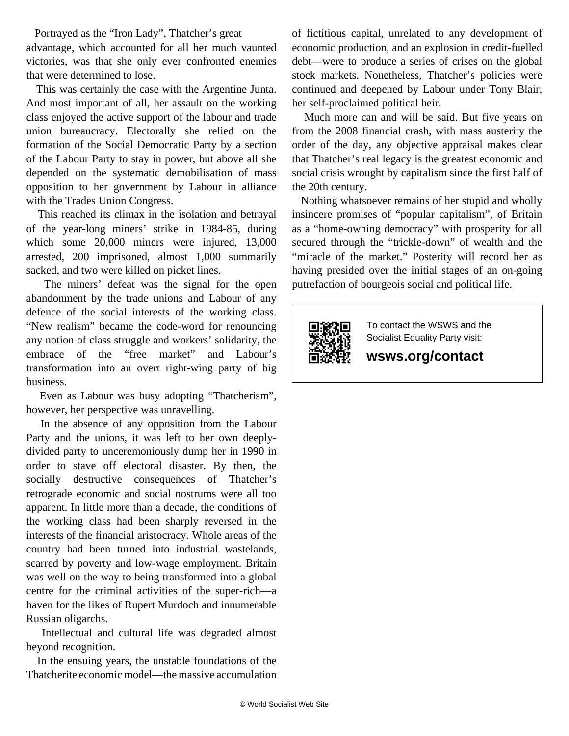Portrayed as the "Iron Lady", Thatcher's great advantage, which accounted for all her much vaunted victories, was that she only ever confronted enemies that were determined to lose.

This was certainly the case with the Argentine Junta. And most important of all, her assault on the working class enjoyed the active support of the labour and trade union bureaucracy. Electorally she relied on the formation of the Social Democratic Party by a section of the Labour Party to stay in power, but above all she depended on the systematic demobilisation of mass opposition to her government by Labour in alliance with the Trades Union Congress.

This reached its climax in the isolation and betrayal of the year-long miners' strike in 1984-85, during which some 20,000 miners were injured, 13,000 arrested, 200 imprisoned, almost 1,000 summarily sacked, and two were killed on picket lines.

The miners' defeat was the signal for the open abandonment by the trade unions and Labour of any defence of the social interests of the working class. "New realism" became the code-word for renouncing any notion of class struggle and workers' solidarity, the embrace of the "free market" and Labour's transformation into an overt right-wing party of big business.

Even as Labour was busy adopting "Thatcherism", however, her perspective was unravelling.

In the absence of any opposition from the Labour Party and the unions, it was left to her own deeply-divided party to unceremoniously dump her in 1990 in order to stave off electoral disaster. By then, the socially destructive consequences of Thatcher's retrograde economic and social nostrums were all too apparent. In little more than a decade, the conditions of the working class had been sharply reversed in the interests of the financial aristocracy. Whole areas of the country had been turned into industrial wastelands, scarred by poverty and low-wage employment. Britain was well on the way to being transformed into a global centre for the criminal activities of the super-rich—a haven for the likes of Rupert Murdoch and innumerable Russian oligarchs.

Intellectual and cultural life was degraded almost beyond recognition.

In the ensuing years, the unstable foundations of the Thatcherite economic model—the massive accumulation of fictitious capital, unrelated to any development of economic production, and an explosion in credit-fuelled debt—were to produce a series of crises on the global stock markets. Nonetheless, Thatcher's policies were continued and deepened by Labour under Tony Blair, her self-proclaimed political heir.

Much more can and will be said. But five years on from the 2008 financial crash, with mass austerity the order of the day, any objective appraisal makes clear that Thatcher's real legacy is the greatest economic and social crisis wrought by capitalism since the first half of the 20th century.

Nothing whatsoever remains of her stupid and wholly insincere promises of "popular capitalism", of Britain as a "home-owning democracy" with prosperity for all secured through the "trickle-down" of wealth and the "miracle of the market." Posterity will record her as having presided over the initial stages of an on-going putrefaction of bourgeois social and political life.

To contact the WSWS and the Socialist Equality Party visit:

**wsws.org/contact**